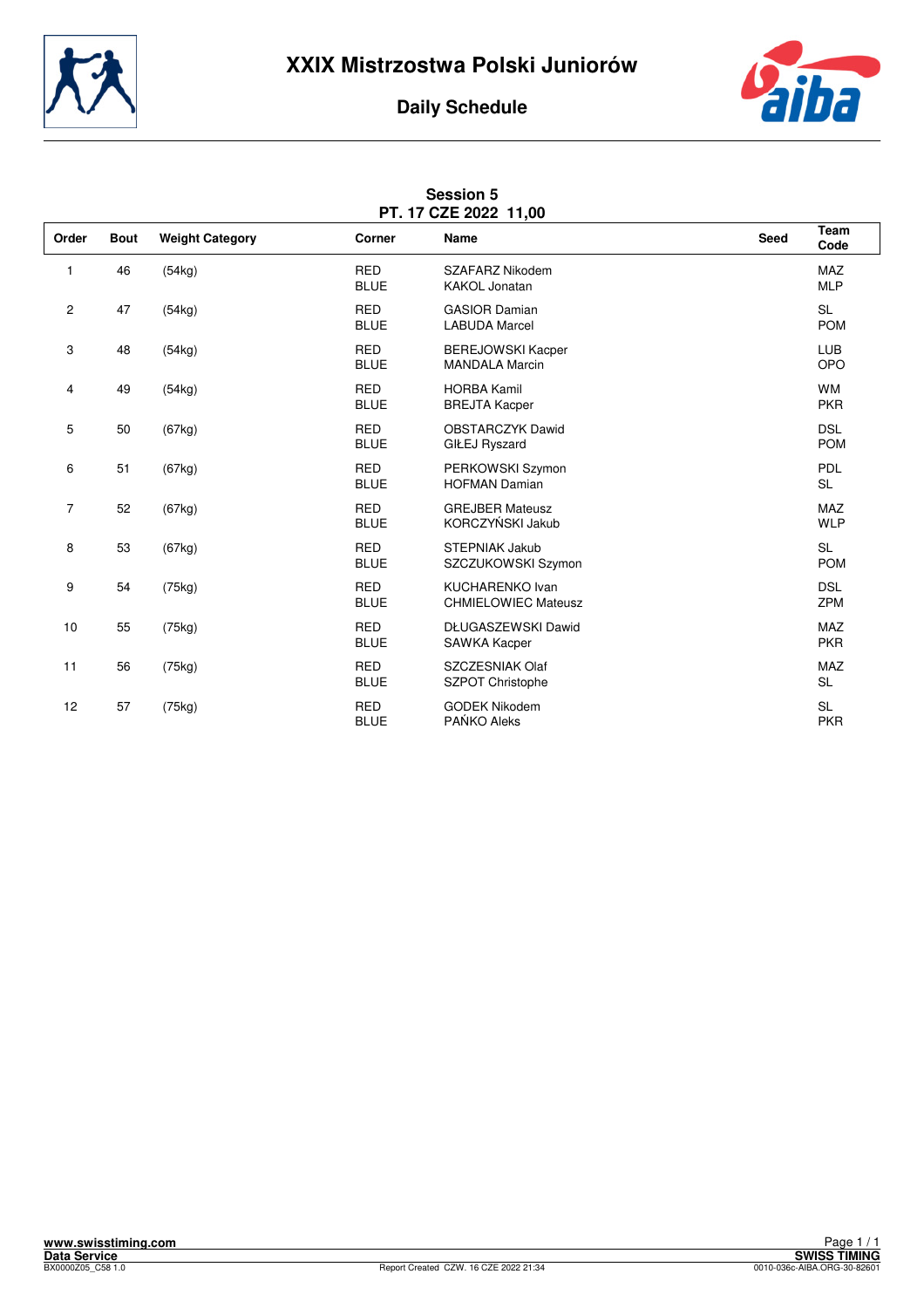# XXIX Mistrzostwa Polski Juniorów

## Daily Schedule

### Session 5
### PT. 17 CZE 2022 11,00

| Order | Bout | Weight Category | Corner | Name | Seed | Team Code |
|---|---|---|---|---|---|---|
| 1 | 46 | (54kg) | RED<br>BLUE | SZAFARZ Nikodem<br>KAKOL Jonatan | | MAZ<br>MLP |
| 2 | 47 | (54kg) | RED<br>BLUE | GASIOR Damian<br>LABUDA Marcel | | SL<br>POM |
| 3 | 48 | (54kg) | RED<br>BLUE | BEREJOWSKI Kacper<br>MANDALA Marcin | | LUB<br>OPO |
| 4 | 49 | (54kg) | RED<br>BLUE | HORBA Kamil<br>BREJTA Kacper | | WM<br>PKR |
| 5 | 50 | (67kg) | RED<br>BLUE | OBSTARCZYK Dawid<br>GIŁEJ Ryszard | | DSL<br>POM |
| 6 | 51 | (67kg) | RED<br>BLUE | PERKOWSKI Szymon<br>HOFMAN Damian | | PDL<br>SL |
| 7 | 52 | (67kg) | RED<br>BLUE | GREJBER Mateusz<br>KORCZYŃSKI Jakub | | MAZ<br>WLP |
| 8 | 53 | (67kg) | RED<br>BLUE | STEPNIAK Jakub<br>SZCZUKOWSKI Szymon | | SL<br>POM |
| 9 | 54 | (75kg) | RED<br>BLUE | KUCHARENKO Ivan<br>CHMIELOWIEC Mateusz | | DSL<br>ZPM |
| 10 | 55 | (75kg) | RED<br>BLUE | DŁUGASZEWSKI Dawid<br>SAWKA Kacper | | MAZ<br>PKR |
| 11 | 56 | (75kg) | RED<br>BLUE | SZCZESNIAK Olaf<br>SZPOT Christophe | | MAZ<br>SL |
| 12 | 57 | (75kg) | RED<br>BLUE | GODEK Nikodem<br>PAŃKO Aleks | | SL<br>PKR |

www.swisstiming.com
Data Service
BX0000Z05_C58 1.0

Report Created CZW. 16 CZE 2022 21:34

SWISS TIMING
0010-036c-AIBA.ORG-30-82601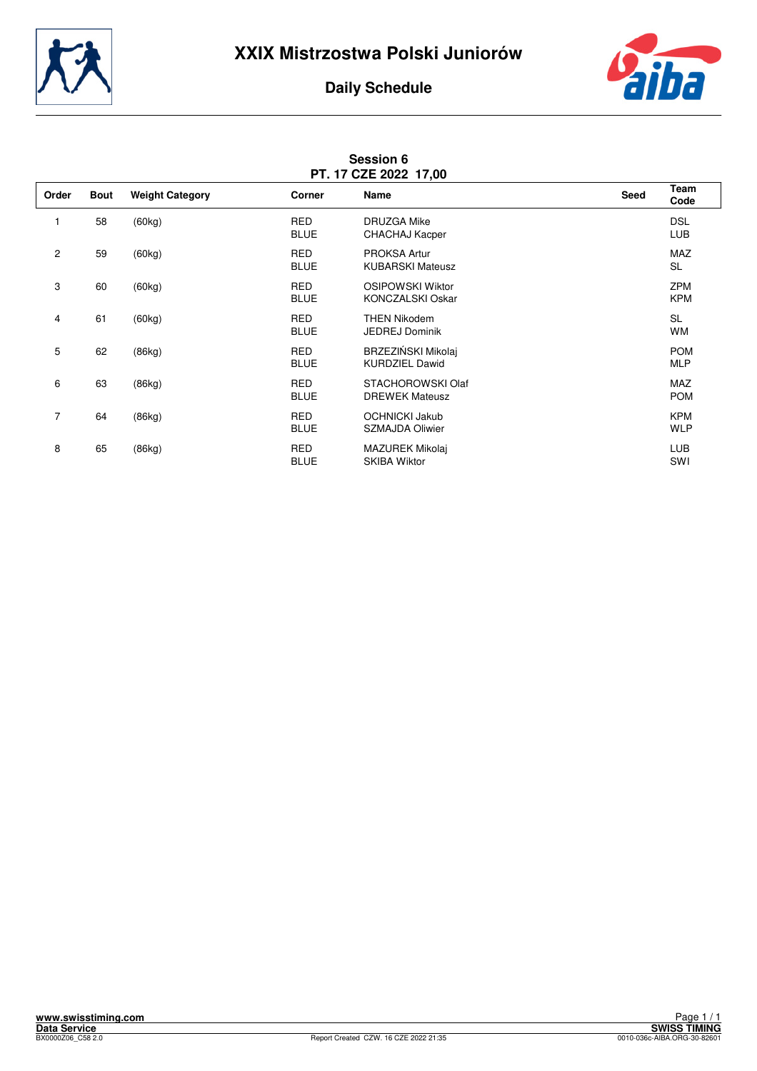# XXIX Mistrzostwa Polski Juniorów

## Daily Schedule

### Session 6
### PT. 17 CZE 2022 17,00

| Order | Bout | Weight Category | Corner | Name | Seed | Team Code |
|---|---|---|---|---|---|---|
| 1 | 58 | (60kg) | RED | DRUZGA Mike | | DSL |
| | | | BLUE | CHACHAJ Kacper | | LUB |
| 2 | 59 | (60kg) | RED | PROKSA Artur | | MAZ |
| | | | BLUE | KUBARSKI Mateusz | | SL |
| 3 | 60 | (60kg) | RED | OSIPOWSKI Wiktor | | ZPM |
| | | | BLUE | KONCZALSKI Oskar | | KPM |
| 4 | 61 | (60kg) | RED | THEN Nikodem | | SL |
| | | | BLUE | JEDREJ Dominik | | WM |
| 5 | 62 | (86kg) | RED | BRZEZIŃSKI Mikolaj | | POM |
| | | | BLUE | KURDZIEL Dawid | | MLP |
| 6 | 63 | (86kg) | RED | STACHOROWSKI Olaf | | MAZ |
| | | | BLUE | DREWEK Mateusz | | POM |
| 7 | 64 | (86kg) | RED | OCHNICKI Jakub | | KPM |
| | | | BLUE | SZMAJDA Oliwier | | WLP |
| 8 | 65 | (86kg) | RED | MAZUREK Mikolaj | | LUB |
| | | | BLUE | SKIBA Wiktor | | SWI |

www.swisstiming.com
Data Service
BX0000Z06_C58 2.0

Report Created CZW. 16 CZE 2022 21:35

SWISS TIMING
0010-036c-AIBA.ORG-30-82601